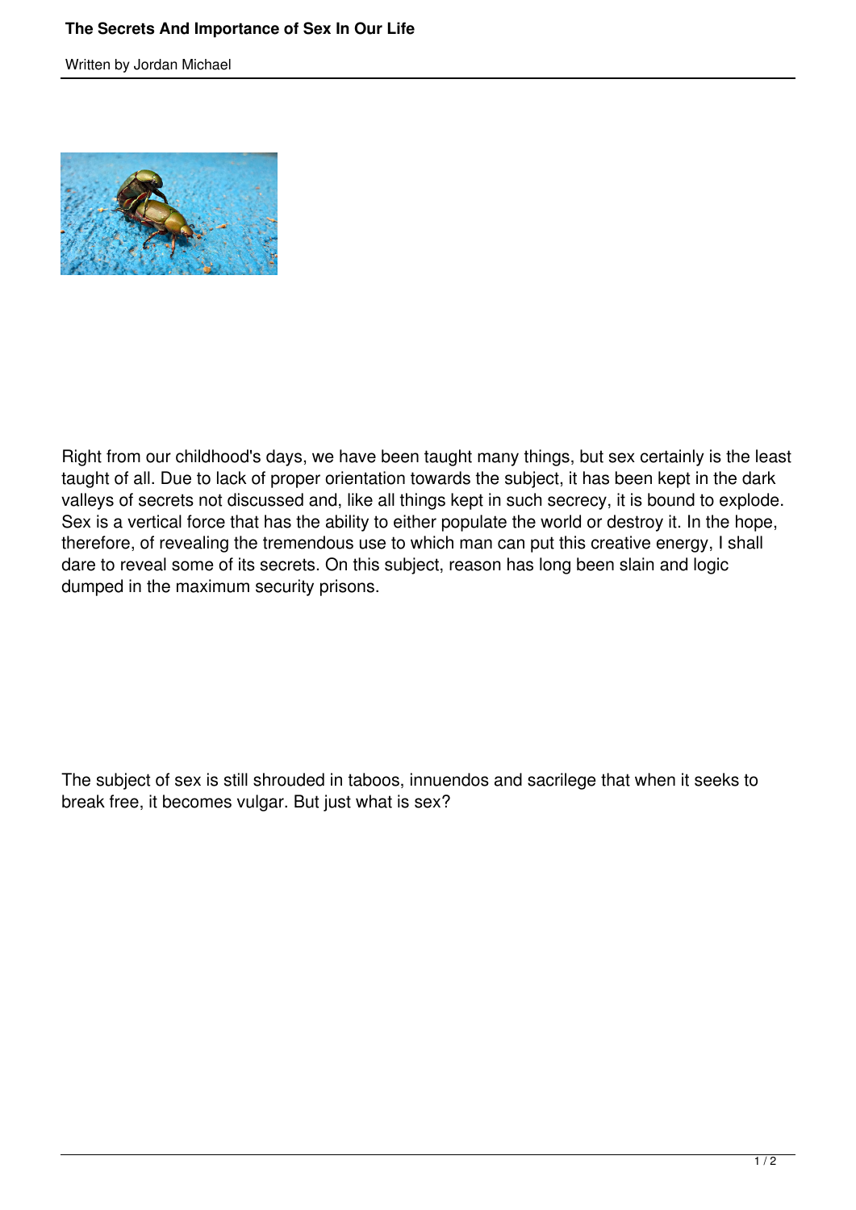# The Secrets And Importance of Sex In Our Life

Written by Jordan Michael

Right from our childhood's days, we have been taught many things, but sex certainly is the least taught of all. Due to lack of proper orientation towards the subject, it has been kept in the dark valleys of secrets not discussed and, like all things kept in such secrecy, it is bound to explode. Sex is a vertical force that has the ability to either populate the world or destroy it. In the hope, therefore, of revealing the tremendous use to which man can put this creative energy, I shall dare to reveal some of its secrets. On this subject, reason has long been slain and logic dumped in the maximum security prisons.

The subject of sex is still shrouded in taboos, innuendos and sacrilege that when it seeks to break free, it becomes vulgar. But just what is sex?